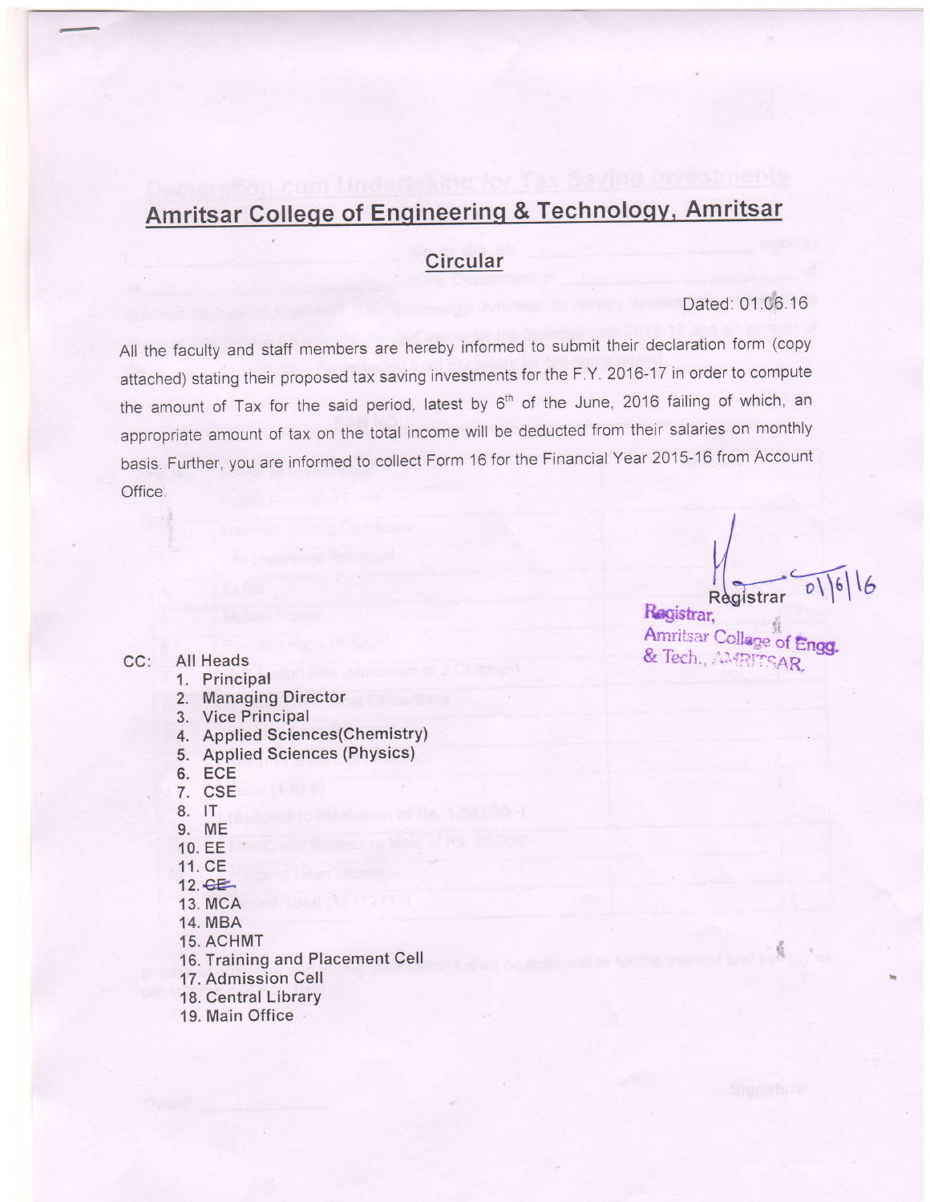# Amritsar College of Engineering & Technology, Amritsar

## Circular

Dated: 01.06.16

All the faculty and staff members are hereby informed to submit their declaration form (copy attached) stating their proposed tax saving investments for the F.Y. 2016-17 in order to compute the amount of Tax for the said period, latest by 6th of the June, 2016 failing of which, an appropriate amount of tax on the total income will be deducted from their salaries on monthly basis. Further, you are informed to collect Form 16 for the Financial Year 2015-16 from Account Office.

Registrar 01/6/16

Registrar,
Amritsar College of Engg. & Tech., AMRITSAR.

CC: All Heads

1. Principal
2. Managing Director
3. Vice Principal
4. Applied Sciences(Chemistry)
5. Applied Sciences (Physics)
6. ECE
7. CSE
8. IT
9. ME
10. EE
11. CE
12. ~~CE~~
13. MCA
14. MBA
15. ACHMT
16. Training and Placement Cell
17. Admission Cell
18. Central Library
19. Main Office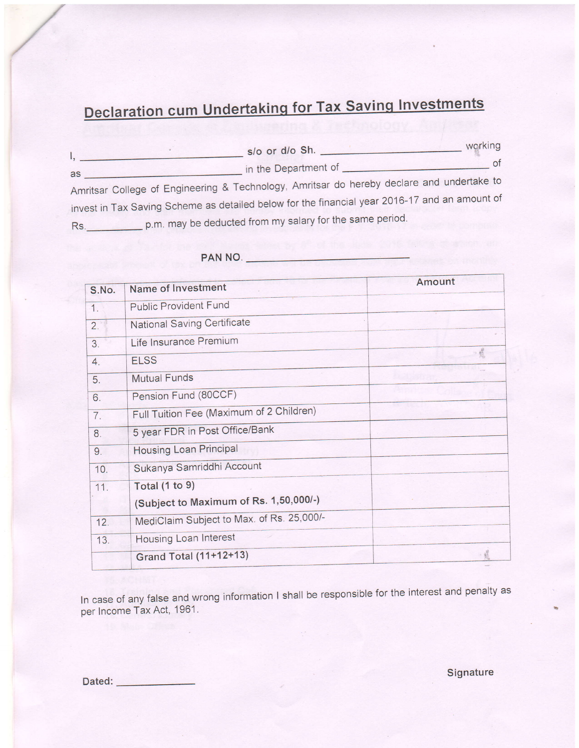## Declaration cum Undertaking for Tax Saving Investments

I, ______________________ s/o or d/o Sh. ______________________ working as ______________________ in the Department of ______________________ of Amritsar College of Engineering & Technology, Amritsar do hereby declare and undertake to invest in Tax Saving Scheme as detailed below for the financial year 2016-17 and an amount of Rs.________ p.m. may be deducted from my salary for the same period.

PAN NO. ______________________

| S.No. | Name of Investment | Amount |
|---|---|---|
| 1. | Public Provident Fund | |
| 2. | National Saving Certificate | |
| 3. | Life Insurance Premium | |
| 4. | ELSS | |
| 5. | Mutual Funds | |
| 6. | Pension Fund (80CCF) | |
| 7. | Full Tuition Fee (Maximum of 2 Children) | |
| 8. | 5 year FDR in Post Office/Bank | |
| 9. | Housing Loan Principal | |
| 10. | Sukanya Samriddhi Account | |
| 11. | **Total (1 to 9)**<br>**(Subject to Maximum of Rs. 1,50,000/-)** | |
| 12. | MediClaim Subject to Max. of Rs. 25,000/- | |
| 13. | Housing Loan Interest | |
| | **Grand Total (11+12+13)** | |

In case of any false and wrong information I shall be responsible for the interest and penalty as per Income Tax Act, 1961.

**Dated:** ______________

**Signature**